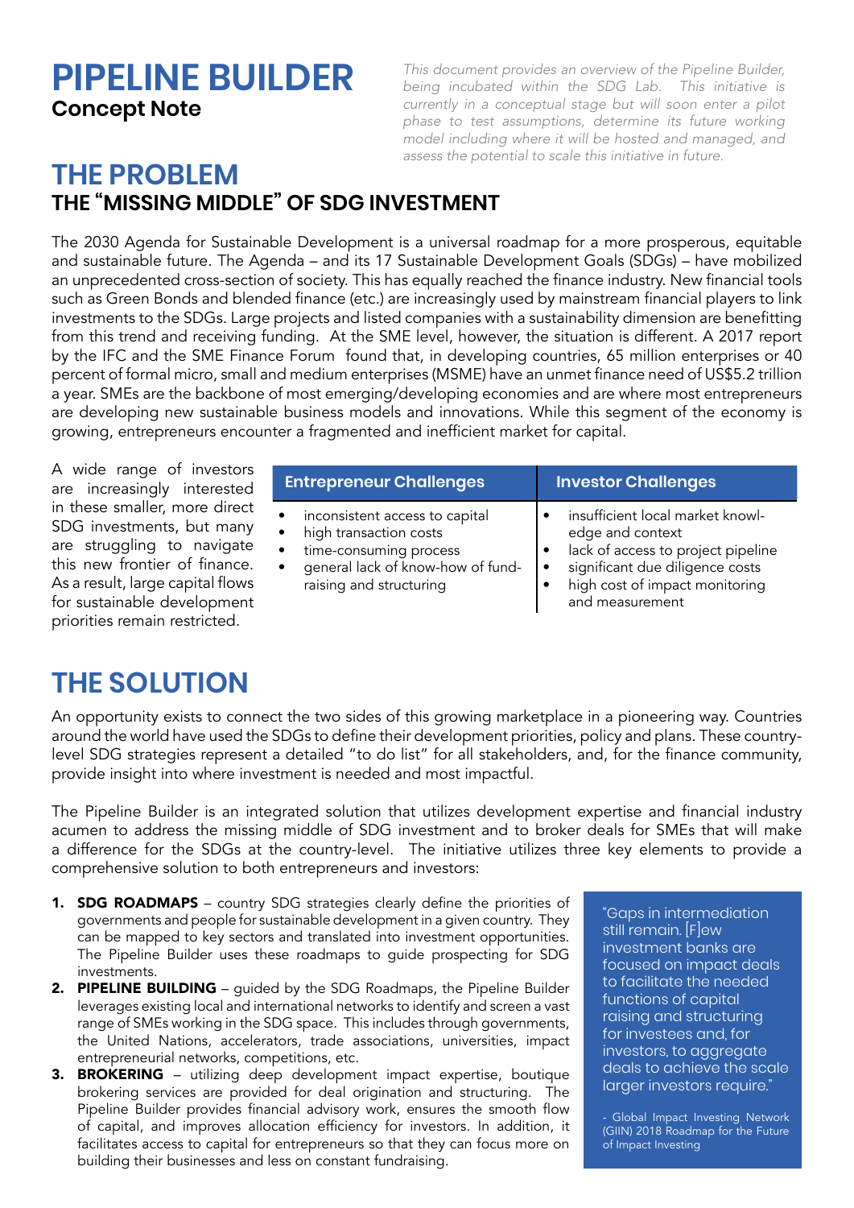# PIPELINE BUILDER

**Concept Note**

*This document provides an overview of the Pipeline Builder, being incubated within the SDG Lab. This initiative is currently in a conceptual stage but will soon enter a pilot phase to test assumptions, determine its future working model including where it will be hosted and managed, and assess the potential to scale this initiative in future.*

## THE PROBLEM

### THE "MISSING MIDDLE" OF SDG INVESTMENT

The 2030 Agenda for Sustainable Development is a universal roadmap for a more prosperous, equitable and sustainable future. The Agenda – and its 17 Sustainable Development Goals (SDGs) – have mobilized an unprecedented cross-section of society. This has equally reached the finance industry. New financial tools such as Green Bonds and blended finance (etc.) are increasingly used by mainstream financial players to link investments to the SDGs. Large projects and listed companies with a sustainability dimension are benefitting from this trend and receiving funding. At the SME level, however, the situation is different. A 2017 report by the IFC and the SME Finance Forum found that, in developing countries, 65 million enterprises or 40 percent of formal micro, small and medium enterprises (MSME) have an unmet finance need of US$5.2 trillion a year. SMEs are the backbone of most emerging/developing economies and are where most entrepreneurs are developing new sustainable business models and innovations. While this segment of the economy is growing, entrepreneurs encounter a fragmented and inefficient market for capital.

A wide range of investors are increasingly interested in these smaller, more direct SDG investments, but many are struggling to navigate this new frontier of finance. As a result, large capital flows for sustainable development priorities remain restricted.

| Entrepreneur Challenges | Investor Challenges |
|---|---|
| • inconsistent access to capital<br>• high transaction costs<br>• time-consuming process<br>• general lack of know-how of fund-raising and structuring | • insufficient local market knowledge and context<br>• lack of access to project pipeline<br>• significant due diligence costs<br>• high cost of impact monitoring and measurement |

## THE SOLUTION

An opportunity exists to connect the two sides of this growing marketplace in a pioneering way. Countries around the world have used the SDGs to define their development priorities, policy and plans. These country-level SDG strategies represent a detailed "to do list" for all stakeholders, and, for the finance community, provide insight into where investment is needed and most impactful.

The Pipeline Builder is an integrated solution that utilizes development expertise and financial industry acumen to address the missing middle of SDG investment and to broker deals for SMEs that will make a difference for the SDGs at the country-level. The initiative utilizes three key elements to provide a comprehensive solution to both entrepreneurs and investors:

1. **SDG ROADMAPS** – country SDG strategies clearly define the priorities of governments and people for sustainable development in a given country. They can be mapped to key sectors and translated into investment opportunities. The Pipeline Builder uses these roadmaps to guide prospecting for SDG investments.
2. **PIPELINE BUILDING** – guided by the SDG Roadmaps, the Pipeline Builder leverages existing local and international networks to identify and screen a vast range of SMEs working in the SDG space. This includes through governments, the United Nations, accelerators, trade associations, universities, impact entrepreneurial networks, competitions, etc.
3. **BROKERING** – utilizing deep development impact expertise, boutique brokering services are provided for deal origination and structuring. The Pipeline Builder provides financial advisory work, ensures the smooth flow of capital, and improves allocation efficiency for investors. In addition, it facilitates access to capital for entrepreneurs so that they can focus more on building their businesses and less on constant fundraising.

> "Gaps in intermediation still remain. [F]ew investment banks are focused on impact deals to facilitate the needed functions of capital raising and structuring for investees and, for investors, to aggregate deals to achieve the scale larger investors require."
>
> - Global Impact Investing Network (GIIN) 2018 Roadmap for the Future of Impact Investing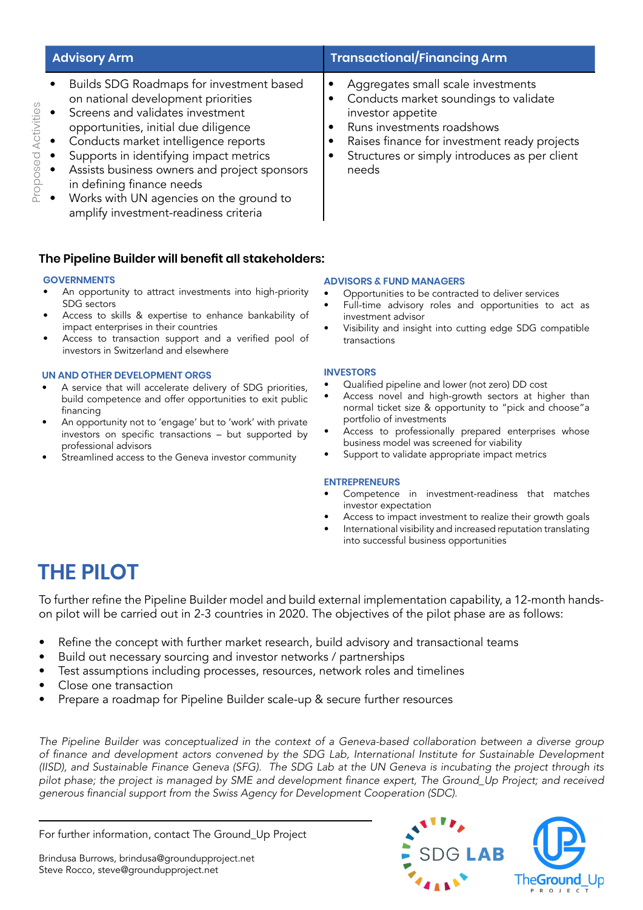| Advisory Arm | Transactional/Financing Arm |
|---|---|
| • Builds SDG Roadmaps for investment based on national development priorities<br>• Screens and validates investment opportunities, initial due diligence<br>• Conducts market intelligence reports<br>• Supports in identifying impact metrics<br>• Assists business owners and project sponsors in defining finance needs<br>• Works with UN agencies on the ground to amplify investment-readiness criteria | • Aggregates small scale investments<br>• Conducts market soundings to validate investor appetite<br>• Runs investments roadshows<br>• Raises finance for investment ready projects<br>• Structures or simply introduces as per client needs |

Proposed Activities

**The Pipeline Builder will benefit all stakeholders:**

**GOVERNMENTS**

- An opportunity to attract investments into high-priority SDG sectors
- Access to skills & expertise to enhance bankability of impact enterprises in their countries
- Access to transaction support and a verified pool of investors in Switzerland and elsewhere

**UN AND OTHER DEVELOPMENT ORGS**

- A service that will accelerate delivery of SDG priorities, build competence and offer opportunities to exit public financing
- An opportunity not to 'engage' but to 'work' with private investors on specific transactions – but supported by professional advisors
- Streamlined access to the Geneva investor community

**ADVISORS & FUND MANAGERS**

- Opportunities to be contracted to deliver services
- Full-time advisory roles and opportunities to act as investment advisor
- Visibility and insight into cutting edge SDG compatible transactions

**INVESTORS**

- Qualified pipeline and lower (not zero) DD cost
- Access novel and high-growth sectors at higher than normal ticket size & opportunity to "pick and choose"a portfolio of investments
- Access to professionally prepared enterprises whose business model was screened for viability
- Support to validate appropriate impact metrics

**ENTREPRENEURS**

- Competence in investment-readiness that matches investor expectation
- Access to impact investment to realize their growth goals
- International visibility and increased reputation translating into successful business opportunities

# THE PILOT

To further refine the Pipeline Builder model and build external implementation capability, a 12-month hands-on pilot will be carried out in 2-3 countries in 2020. The objectives of the pilot phase are as follows:

- Refine the concept with further market research, build advisory and transactional teams
- Build out necessary sourcing and investor networks / partnerships
- Test assumptions including processes, resources, network roles and timelines
- Close one transaction
- Prepare a roadmap for Pipeline Builder scale-up & secure further resources

*The Pipeline Builder was conceptualized in the context of a Geneva-based collaboration between a diverse group of finance and development actors convened by the SDG Lab, International Institute for Sustainable Development (IISD), and Sustainable Finance Geneva (SFG). The SDG Lab at the UN Geneva is incubating the project through its pilot phase; the project is managed by SME and development finance expert, The Ground_Up Project; and received generous financial support from the Swiss Agency for Development Cooperation (SDC).*

For further information, contact The Ground_Up Project

Brindusa Burrows, brindusa@groundupproject.net
Steve Rocco, steve@groundupproject.net

SDG LAB

TheGround_Up PROJECT